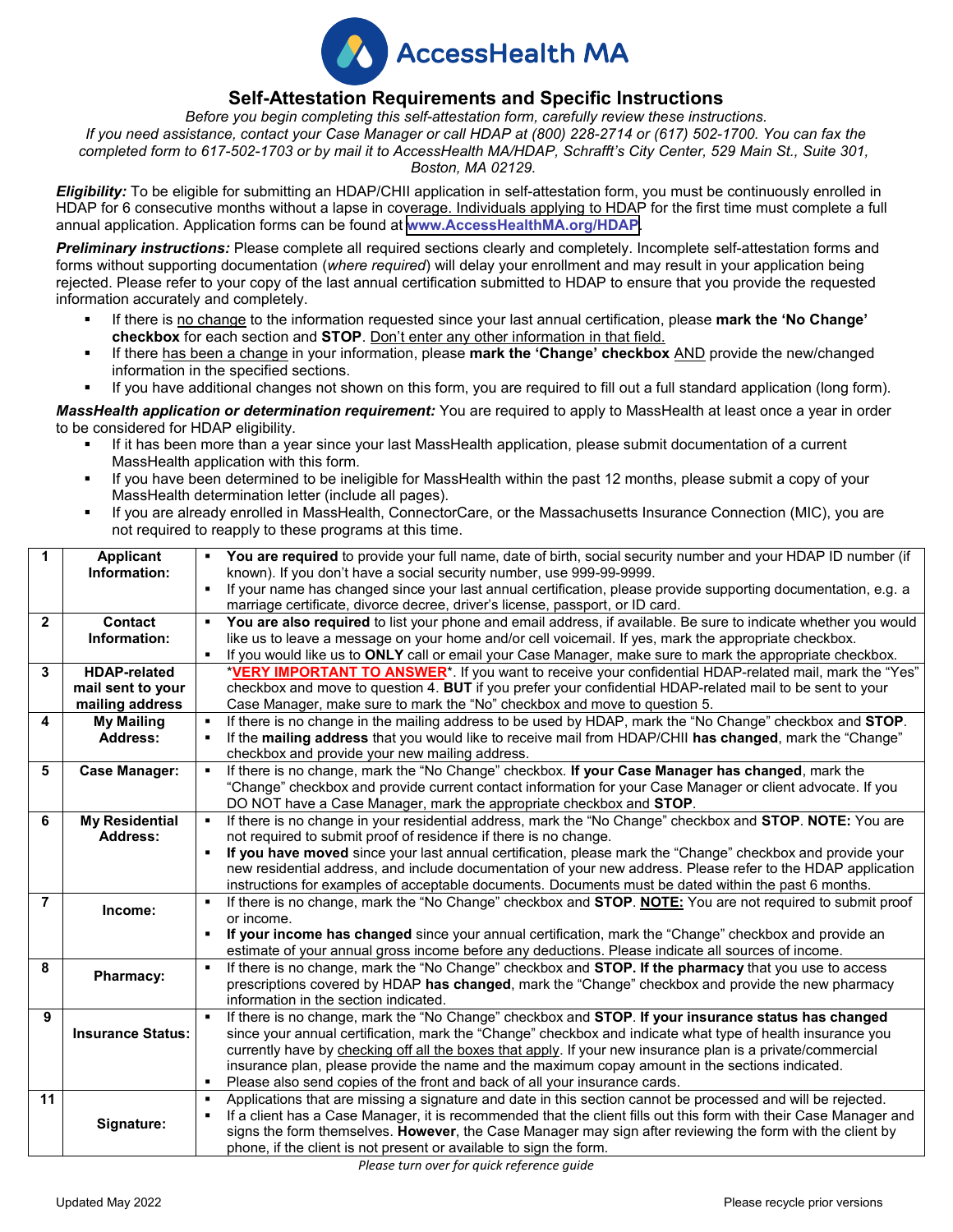AccessHealth MA

# Self-Attestation Requirements and Specific Instructions

*Before you begin completing this self-attestation form, carefully review these instructions.*
*If you need assistance, contact your Case Manager or call HDAP at (800) 228-2714 or (617) 502-1700. You can fax the completed form to 617-502-1703 or by mail it to AccessHealth MA/HDAP, Schrafft's City Center, 529 Main St., Suite 301, Boston, MA 02129.*

***Eligibility:*** To be eligible for submitting an HDAP/CHII application in self-attestation form, you must be continuously enrolled in HDAP for 6 consecutive months without a lapse in coverage. Individuals applying to HDAP for the first time must complete a full annual application. Application forms can be found at www.AccessHealthMA.org/HDAP.

***Preliminary instructions:*** Please complete all required sections clearly and completely. Incomplete self-attestation forms and forms without supporting documentation (*where required*) will delay your enrollment and may result in your application being rejected. Please refer to your copy of the last annual certification submitted to HDAP to ensure that you provide the requested information accurately and completely.

- If there is no change to the information requested since your last annual certification, please **mark the 'No Change' checkbox** for each section and **STOP**. Don't enter any other information in that field.
- If there has been a change in your information, please **mark the 'Change' checkbox** AND provide the new/changed information in the specified sections.
- If you have additional changes not shown on this form, you are required to fill out a full standard application (long form).

***MassHealth application or determination requirement:*** You are required to apply to MassHealth at least once a year in order to be considered for HDAP eligibility.

- If it has been more than a year since your last MassHealth application, please submit documentation of a current MassHealth application with this form.
- If you have been determined to be ineligible for MassHealth within the past 12 months, please submit a copy of your MassHealth determination letter (include all pages).
- If you are already enrolled in MassHealth, ConnectorCare, or the Massachusetts Insurance Connection (MIC), you are not required to reapply to these programs at this time.

| 1 | **Applicant Information:** | ▪ **You are required** to provide your full name, date of birth, social security number and your HDAP ID number (if known). If you don't have a social security number, use 999-99-9999.<br>▪ If your name has changed since your last annual certification, please provide supporting documentation, e.g. a marriage certificate, divorce decree, driver's license, passport, or ID card. |
|---|---|---|
| 2 | **Contact Information:** | ▪ **You are also required** to list your phone and email address, if available. Be sure to indicate whether you would like us to leave a message on your home and/or cell voicemail. If yes, mark the appropriate checkbox.<br>▪ If you would like us to **ONLY** call or email your Case Manager, make sure to mark the appropriate checkbox. |
| 3 | **HDAP-related mail sent to your mailing address** | \***VERY IMPORTANT TO ANSWER**\*. If you want to receive your confidential HDAP-related mail, mark the "Yes" checkbox and move to question 4. **BUT** if you prefer your confidential HDAP-related mail to be sent to your Case Manager, make sure to mark the "No" checkbox and move to question 5. |
| 4 | **My Mailing Address:** | ▪ If there is no change in the mailing address to be used by HDAP, mark the "No Change" checkbox and **STOP**.<br>▪ If the **mailing address** that you would like to receive mail from HDAP/CHII **has changed**, mark the "Change" checkbox and provide your new mailing address. |
| 5 | **Case Manager:** | ▪ If there is no change, mark the "No Change" checkbox. **If your Case Manager has changed**, mark the "Change" checkbox and provide current contact information for your Case Manager or client advocate. If you DO NOT have a Case Manager, mark the appropriate checkbox and **STOP**. |
| 6 | **My Residential Address:** | ▪ If there is no change in your residential address, mark the "No Change" checkbox and **STOP**. **NOTE:** You are not required to submit proof of residence if there is no change.<br>▪ **If you have moved** since your last annual certification, please mark the "Change" checkbox and provide your new residential address, and include documentation of your new address. Please refer to the HDAP application instructions for examples of acceptable documents. Documents must be dated within the past 6 months. |
| 7 | **Income:** | ▪ If there is no change, mark the "No Change" checkbox and **STOP**. **NOTE:** You are not required to submit proof or income.<br>▪ **If your income has changed** since your annual certification, mark the "Change" checkbox and provide an estimate of your annual gross income before any deductions. Please indicate all sources of income. |
| 8 | **Pharmacy:** | ▪ If there is no change, mark the "No Change" checkbox and **STOP. If the pharmacy** that you use to access prescriptions covered by HDAP **has changed**, mark the "Change" checkbox and provide the new pharmacy information in the section indicated. |
| 9 | **Insurance Status:** | ▪ If there is no change, mark the "No Change" checkbox and **STOP**. **If your insurance status has changed** since your annual certification, mark the "Change" checkbox and indicate what type of health insurance you currently have by checking off all the boxes that apply. If your new insurance plan is a private/commercial insurance plan, please provide the name and the maximum copay amount in the sections indicated.<br>▪ Please also send copies of the front and back of all your insurance cards. |
| 11 | **Signature:** | ▪ Applications that are missing a signature and date in this section cannot be processed and will be rejected.<br>▪ If a client has a Case Manager, it is recommended that the client fills out this form with their Case Manager and signs the form themselves. **However**, the Case Manager may sign after reviewing the form with the client by phone, if the client is not present or available to sign the form. |

*Please turn over for quick reference guide*

Updated May 2022

Please recycle prior versions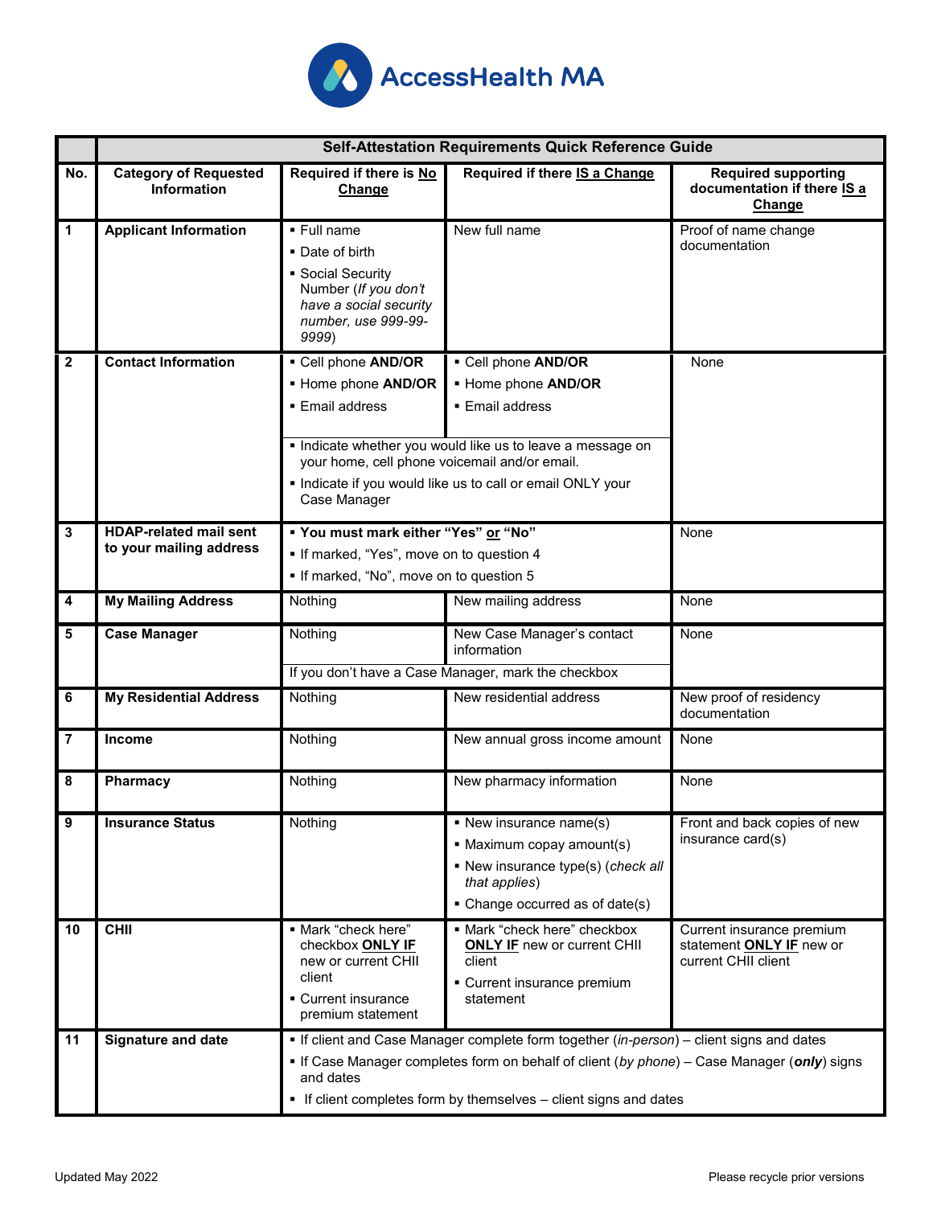AccessHealth MA

| No. | Category of Requested Information | Required if there is <u>No Change</u> | Required if there <u>IS a Change</u> | Required supporting documentation if there <u>IS a Change</u> |
|---|---|---|---|---|
| | **Self-Attestation Requirements Quick Reference Guide** | | | |
| 1 | **Applicant Information** | ▪ Full name<br>▪ Date of birth<br>▪ Social Security Number (*If you don't have a social security number, use 999-99-9999*) | New full name | Proof of name change documentation |
| 2 | **Contact Information** | ▪ Cell phone **AND/OR**<br>▪ Home phone **AND/OR**<br>▪ Email address<br>▪ Indicate whether you would like us to leave a message on your home, cell phone voicemail and/or email.<br>▪ Indicate if you would like us to call or email ONLY your Case Manager | ▪ Cell phone **AND/OR**<br>▪ Home phone **AND/OR**<br>▪ Email address<br>▪ Indicate whether you would like us to leave a message on your home, cell phone voicemail and/or email.<br>▪ Indicate if you would like us to call or email ONLY your Case Manager | None |
| 3 | **HDAP-related mail sent to your mailing address** | ▪ **You must mark either "Yes" <u>or</u> "No"**<br>▪ If marked, "Yes", move on to question 4<br>▪ If marked, "No", move on to question 5 | ▪ **You must mark either "Yes" <u>or</u> "No"**<br>▪ If marked, "Yes", move on to question 4<br>▪ If marked, "No", move on to question 5 | None |
| 4 | **My Mailing Address** | Nothing | New mailing address | None |
| 5 | **Case Manager** | Nothing<br>If you don't have a Case Manager, mark the checkbox | New Case Manager's contact information<br>If you don't have a Case Manager, mark the checkbox | None |
| 6 | **My Residential Address** | Nothing | New residential address | New proof of residency documentation |
| 7 | **Income** | Nothing | New annual gross income amount | None |
| 8 | **Pharmacy** | Nothing | New pharmacy information | None |
| 9 | **Insurance Status** | Nothing | ▪ New insurance name(s)<br>▪ Maximum copay amount(s)<br>▪ New insurance type(s) (*check all that applies*)<br>▪ Change occurred as of date(s) | Front and back copies of new insurance card(s) |
| 10 | **CHII** | ▪ Mark "check here" checkbox **<u>ONLY IF</u>** new or current CHII client<br>▪ Current insurance premium statement | ▪ Mark "check here" checkbox **<u>ONLY IF</u>** new or current CHII client<br>▪ Current insurance premium statement | Current insurance premium statement **<u>ONLY IF</u>** new or current CHII client |
| 11 | **Signature and date** | ▪ If client and Case Manager complete form together (*in-person*) – client signs and dates<br>▪ If Case Manager completes form on behalf of client (*by phone*) – Case Manager (***only***) signs and dates<br>▪ If client completes form by themselves – client signs and dates | | |

Updated May 2022

Please recycle prior versions